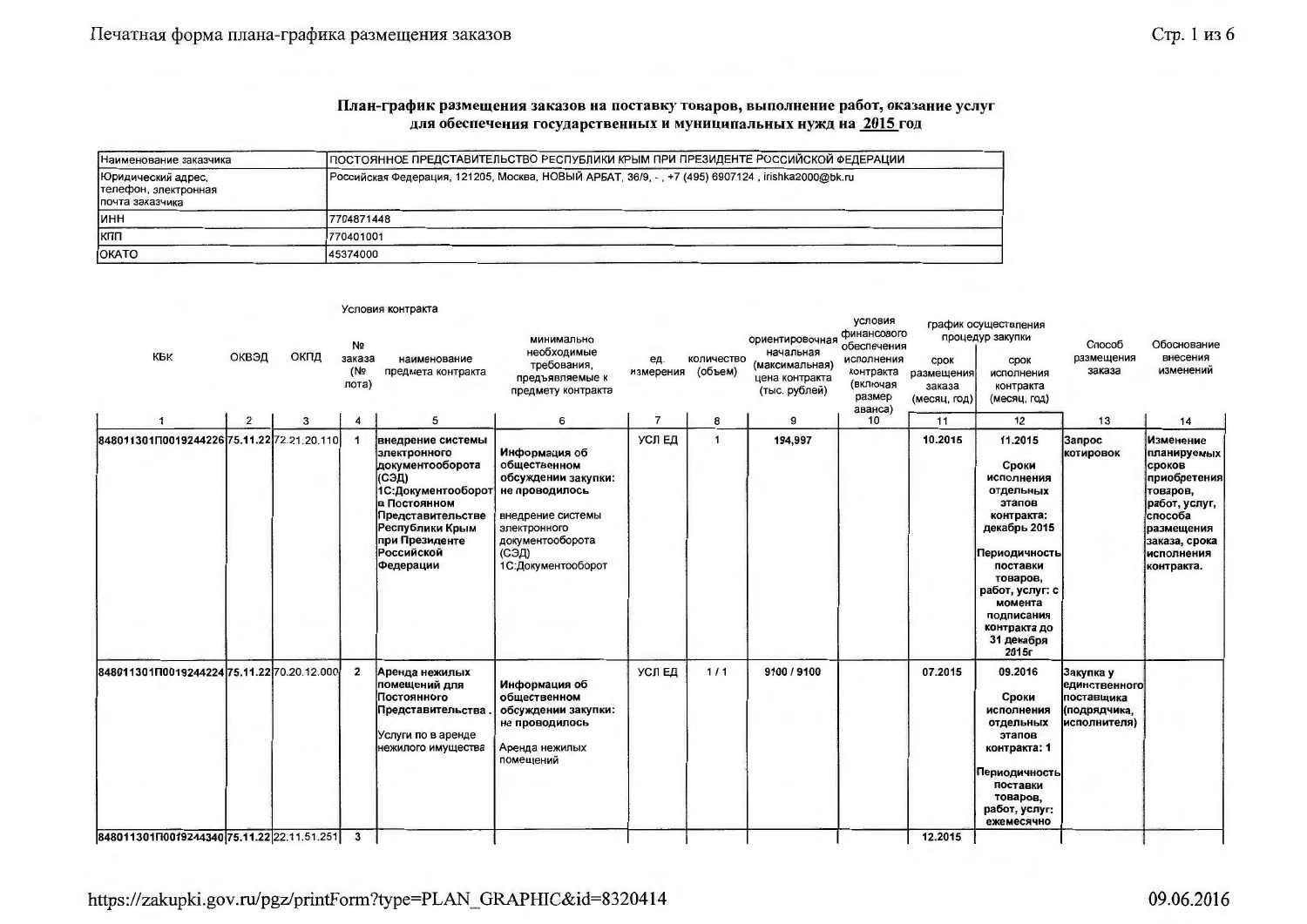**План-график размещения заказов на поставку товаров, выполнение работ, оказание услуг для обеспечения государственных и муниципальных нужд на 2015 год**

| | |
|---|---|
| Наименование заказчика | ПОСТОЯННОЕ ПРЕДСТАВИТЕЛЬСТВО РЕСПУБЛИКИ КРЫМ ПРИ ПРЕЗИДЕНТЕ РОССИЙСКОЙ ФЕДЕРАЦИИ |
| Юридический адрес, телефон, электронная почта заказчика | Российская Федерация, 121205, Москва, НОВЫЙ АРБАТ, 36/9, - , +7 (495) 6907124 , irishka2000@bk.ru |
| ИНН | 7704871448 |
| КПП | 770401001 |
| ОКАТО | 45374000 |

| КБК | ОКВЭД | ОКПД | Условия контракта | | | | | | | | | Способ размещения заказа | Обоснование внесения изменений |
|---|---|---|---|---|---|---|---|---|---|---|---|---|---|
| | | | № заказа (№ лота) | наименование предмета контракта | минимально необходимые требования, предъявляемые к предмету контракта | ед. измерения | количество (объем) | ориентировочная начальная (максимальная) цена контракта (тыс. рублей) | условия финансового обеспечения исполнения контракта (включая размер аванса) | график осуществления процедур закупки | | | |
| | | | | | | | | | | срок размещения заказа (месяц, год) | срок исполнения контракта (месяц, год) | | |
| 1 | 2 | 3 | 4 | 5 | 6 | 7 | 8 | 9 | 10 | 11 | 12 | 13 | 14 |
| 848011301П0019244226 | 75.11.22 | 72.21.20.110 | 1 | **внедрение системы электронного документооборота (СЭД) 1С:Документооборот в Постоянном Представительстве Республики Крым при Президенте Российской Федерации** | **Информация об общественном обсуждении закупки: не проводилось** внедрение системы электронного документооборота (СЭД) 1С:Документооборот | УСЛ ЕД | 1 | **194,997** | | **10.2015** | **11.2015** **Сроки исполнения отдельных этапов контракта: декабрь 2015** **Периодичность поставки товаров, работ, услуг: с момента подписания контракта до 31 декабря 2015г** | **Запрос котировок** | **Изменение планируемых сроков приобретения товаров, работ, услуг, способа размещения заказа, срока исполнения контракта.** |
| 848011301П0019244224 | 75.11.22 | 70.20.12.000 | 2 | **Аренда нежилых помещений для Постоянного Представительства .** Услуги по в аренде нежилого имущества | **Информация об общественном обсуждении закупки: не проводилось** Аренда нежилых помещений | УСЛ ЕД | 1 / 1 | 9100 / 9100 | | 07.2015 | 09.2016 **Сроки исполнения отдельных этапов контракта: 1** **Периодичность поставки товаров, работ, услуг: ежемесячно** | Закупка у единственного поставщика (подрядчика, исполнителя) | |
| 848011301П0019244340 | 75.11.22 | 22.11.51.251 | 3 | | | | | | | 12.2015 | | | |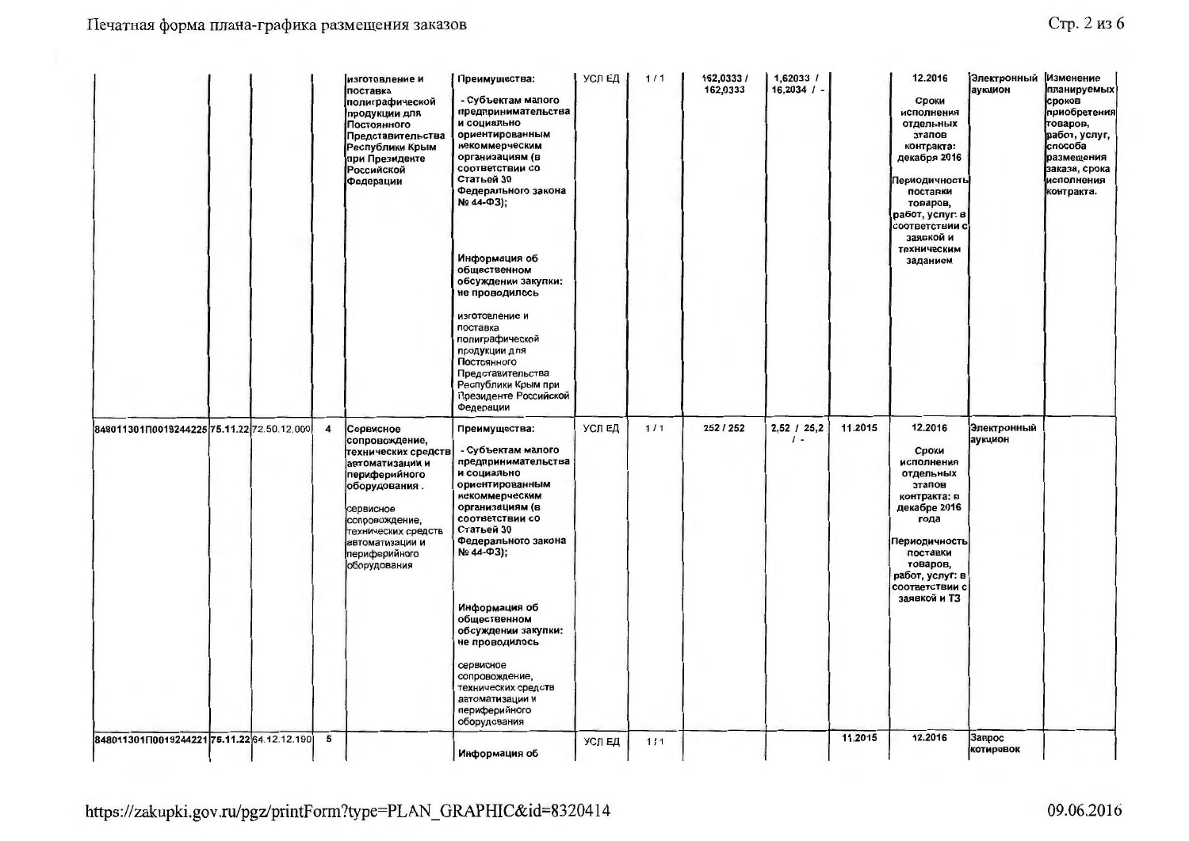| | | | | | | | | | | | | | | |
|---|---|---|---|---|---|---|---|---|---|---|---|---|---|---|
| | | | | изготовление и поставка полиграфической продукции для Постоянного Представительства Республики Крым при Президенте Российской Федерации | Преимущества:<br><br>- Субъектам малого предпринимательства и социально ориентированным некоммерческим организациям (в соответствии со Статьей 30 Федерального закона № 44-ФЗ);<br><br>Информация об общественном обсуждении закупки: не проводилось<br><br>изготовление и поставка полиграфической продукции для Постоянного Представительства Республики Крым при Президенте Российской Федерации | УСЛ ЕД | 1 / 1 | 162,0333 / 162,0333 | 1,62033 / 16,2034 / - | | 12.2016<br><br>Сроки исполнения отдельных этапов контракта: декабря 2016<br><br>Периодичность поставки товаров, работ, услуг: в соответствии с заявкой и техническим заданием | Электронный аукцион | Изменение планируемых сроков приобретения товаров, работ, услуг, способа размещения заказа, срока исполнения контракта. |
| 848011301П0019244225 | 75.11.22 | 72.50.12.000 | 4 | Сервисное сопровождение, технических средств автоматизации и периферийного оборудования .<br><br>сервисное сопровождение, технических средств автоматизации и периферийного оборудования | Преимущества:<br><br>- Субъектам малого предпринимательства и социально ориентированным некоммерческим организациям (в соответствии со Статьей 30 Федерального закона № 44-ФЗ);<br><br>Информация об общественном обсуждении закупки: не проводилось<br><br>сервисное сопровождение, технических средств автоматизации и периферийного оборудования | УСЛ ЕД | 1 / 1 | 252 / 252 | 2,52 / 25,2 / - | 11.2015 | 12.2016<br><br>Сроки исполнения отдельных этапов контракта: в декабре 2016 года<br><br>Периодичность поставки товаров, работ, услуг: в соответствии с заявкой и ТЗ | Электронный аукцион | |
| 848011301П0019244221 | 75.11.22 | 64.12.12.190 | 5 | | Информация об | УСЛ ЕД | 1 / 1 | | | 11.2015 | 12.2016 | Запрос котировок | |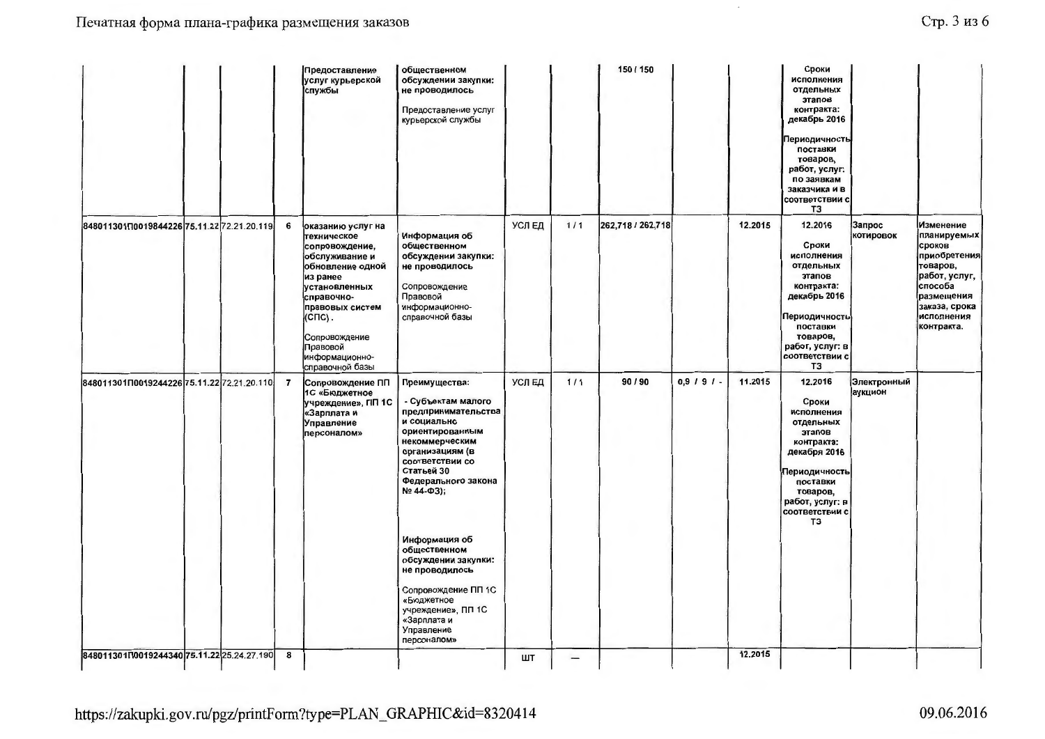| | | | | | | | | | | | | | |
|---|---|---|---|---|---|---|---|---|---|---|---|---|---|
| | | | | Предоставление услуг курьерской службы | общественном обсуждении закупки: не проводилось<br><br>Предоставление услуг курьерской службы | | | 150 / 150 | | | Сроки исполнения отдельных этапов контракта: декабрь 2016<br><br>Периодичность поставки товаров, работ, услуг: по заявкам заказчика и в соответствии с ТЗ | | |
| 848011301П0019844226 | 75.11.22 | 72.21.20.119 | 6 | оказанию услуг на техническое сопровождение, обслуживание и обновление одной из ранее установленных справочно-правовых систем (СПС).<br><br>Сопровождение Правовой информационно-справочной базы | Информация об общественном обсуждении закупки: не проводилось<br><br>Сопровождение Правовой информационно-справочной базы | УСЛ ЕД | 1 / 1 | 262,718 / 262,718 | | 12.2015 | 12.2016<br><br>Сроки исполнения отдельных этапов контракта: декабрь 2016<br><br>Периодичность поставки товаров, работ, услуг: в соответствии с ТЗ | Запрос котировок | Изменение планируемых сроков приобретения товаров, работ, услуг, способа размещения заказа, срока исполнения контракта. |
| 848011301П0019244226 | 75.11.22 | 72.21.20.110 | 7 | Сопровождение ПП 1С «Бюджетное учреждение», ПП 1С «Зарплата и Управление персоналом» | Преимущества:<br><br>- Субъектам малого предпринимательства и социально ориентированным некоммерческим организациям (в соответствии со Статьей 30 Федерального закона № 44-ФЗ);<br><br>Информация об общественном обсуждении закупки: не проводилось<br><br>Сопровождение ПП 1С «Бюджетное учреждение», ПП 1С «Зарплата и Управление персоналом» | УСЛ ЕД | 1 / 1 | 90 / 90 | 0,9 / 9 / - | 11.2015 | 12.2016<br><br>Сроки исполнения отдельных этапов контракта: декабря 2016<br><br>Периодичность поставки товаров, работ, услуг: в соответствии с ТЗ | Электронный аукцион | |
| 848011301П0019244340 | 75.11.22 | 25.24.27.190 | 8 | | | ШТ | — | | | 12.2015 | | | |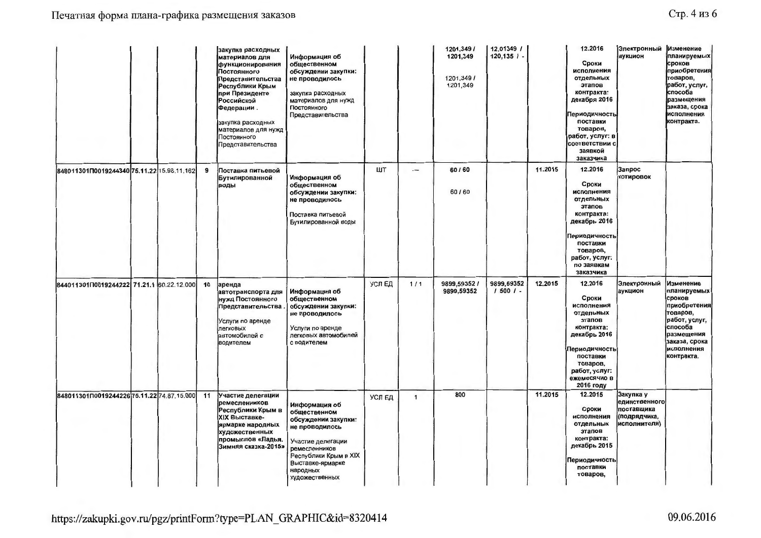|  |  |  |  |  |  |  |  |  |  |  |  |  |  |
|---|---|---|---|---|---|---|---|---|---|---|---|---|---|
|  |  |  |  | закупка расходных материалов для функционирования Постоянного Представительства Республики Крым при Президенте Российской Федерации . закупка расходных материалов для нужд Постоянного Представительства | Информация об общественном обсуждении закупки: не проводилось закупка расходных материалов для нужд Постоянного Представительства |  |  | 1201,349 / 1201,349 1201,349 / 1201,349 | 12,01349 / 120,135 / - |  | 12.2016 Сроки исполнения отдельных этапов контракта: декабря 2016 Периодичность поставки товаров, работ, услуг: в соответствии с заявкой заказчика | Электронный аукцион | Изменение планируемых сроков приобретения товаров, работ, услуг, способа размещения заказа, срока исполнения контракта. |
| 848011301П0019244340 | 75.11.22 | 15.98.11.162 | 9 | Поставка питьевой Бутилированной воды | Информация об общественном обсуждении закупки: не проводилось Поставка питьевой Бутилированной воды | ШТ | - | 60 / 60 60 / 60 |  | 11.2015 | 12.2016 Сроки исполнения отдельных этапов контракта: декабрь 2016 Периодичность поставки товаров, работ, услуг: по заявкам заказчика | Запрос котировок |  |
| 844011301П0019244222 | 71.21.1 | 60.22.12.000 | 10 | аренда автотранспорта для нужд Постоянного Представительства . Услуги по аренде легковых автомобилей с водителем | Информация об общественном обсуждении закупки: не проводилось Услуги по аренде легковых автомобилей с водителем | УСЛ ЕД | 1 / 1 | 9899,59352 / 9899,59352 | 9899,59352 / 500 / - | 12.2015 | 12.2016 Сроки исполнения отдельных этапов контракта: декабрь 2016 Периодичность поставки товаров, работ, услуг: ежемесячно в 2016 году | Электронный аукцион | Изменение планируемых сроков приобретения товаров, работ, услуг, способа размещения заказа, срока исполнения контракта. |
| 848011301П0019244226 | 75.11.22 | 74.87.15.000 | 11 | Участие делегации ремесленников Республики Крым в XIX Выставке-ярмарке народных художественных промыслов «Ладья. Зимняя сказка-2015» | Информация об общественном обсуждении закупки: не проводилось Участие делегации ремесленников Республики Крым в XIX Выставке-ярмарке народных художественных | УСЛ ЕД | 1 | 800 |  | 11.2015 | 12.2015 Сроки исполнения отдельных этапов контракта: декабрь 2015 Периодичность поставки товаров, | Закупка у единственного поставщика (подрядчика, исполнителя) |  |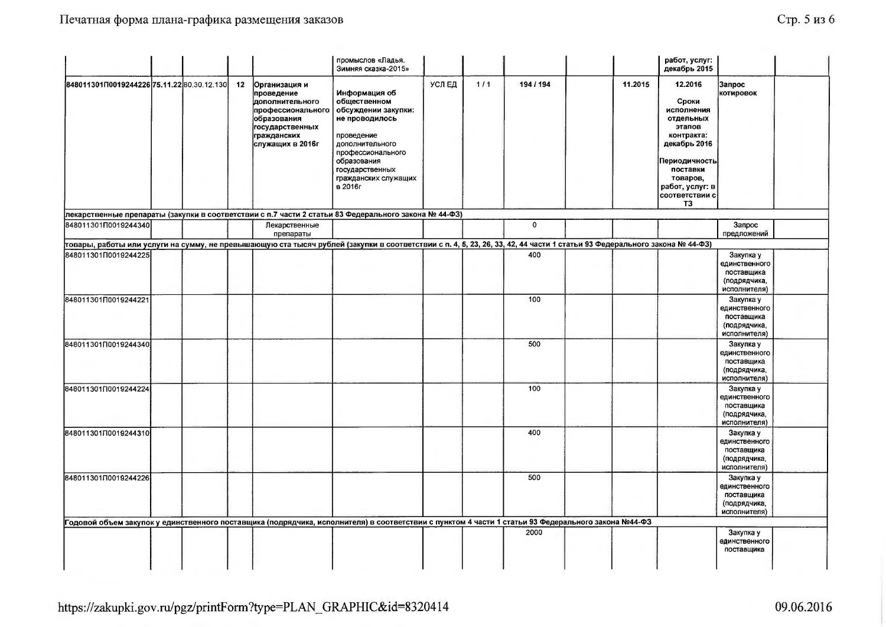| | | | | | | | | | | | | | |
|---|---|---|---|---|---|---|---|---|---|---|---|---|---|
| | | | | | промыслов «Ладья. Зимняя сказка-2015» | | | | | | работ, услуг: декабрь 2015 | | |
| **848011301П0019244226** | **75.11.22** | 80.30.12.130 | **12** | **Организация и проведение дополнительного профессионального образования государственных гражданских служащих в 2016г** | **Информация об общественном обсуждении закупки: не проводилось** проведение дополнительного профессионального образования государственных гражданских служащих в 2016г | УСЛ ЕД | 1 / 1 | **194 / 194** | | **11.2015** | **12.2016** **Сроки исполнения отдельных этапов контракта: декабрь 2016** **Периодичность поставки товаров, работ, услуг: в соответствии с ТЗ** | **Запрос котировок** | |
| **лекарственные препараты (закупки в соответствии с п.7 части 2 статьи 83 Федерального закона № 44-ФЗ)** | | | | | | | | | | | | | |
| 848011301П0019244340 | | | | Лекарственные препараты | | | | 0 | | | | Запрос предложений | |
| **товары, работы или услуги на сумму, не превышающую ста тысяч рублей (закупки в соответствии с п. 4, 5, 23, 26, 33, 42, 44 части 1 статьи 93 Федерального закона № 44-ФЗ)** | | | | | | | | | | | | | |
| 848011301П0019244225 | | | | | | | | 400 | | | | Закупка у единственного поставщика (подрядчика, исполнителя) | |
| 848011301П0019244221 | | | | | | | | 100 | | | | Закупка у единственного поставщика (подрядчика, исполнителя) | |
| 848011301П0019244340 | | | | | | | | 500 | | | | Закупка у единственного поставщика (подрядчика, исполнителя) | |
| 848011301П0019244224 | | | | | | | | 100 | | | | Закупка у единственного поставщика (подрядчика, исполнителя) | |
| 848011301П0019244310 | | | | | | | | 400 | | | | Закупка у единственного поставщика (подрядчика, исполнителя) | |
| 848011301П0019244226 | | | | | | | | 500 | | | | Закупка у единственного поставщика (подрядчика, исполнителя) | |
| **Годовой объем закупок у единственного поставщика (подрядчика, исполнителя) в соответствии с пунктом 4 части 1 статьи 93 Федерального закона №44-ФЗ** | | | | | | | | | | | | | |
| | | | | | | | | 2000 | | | | Закупка у единственного поставщика | |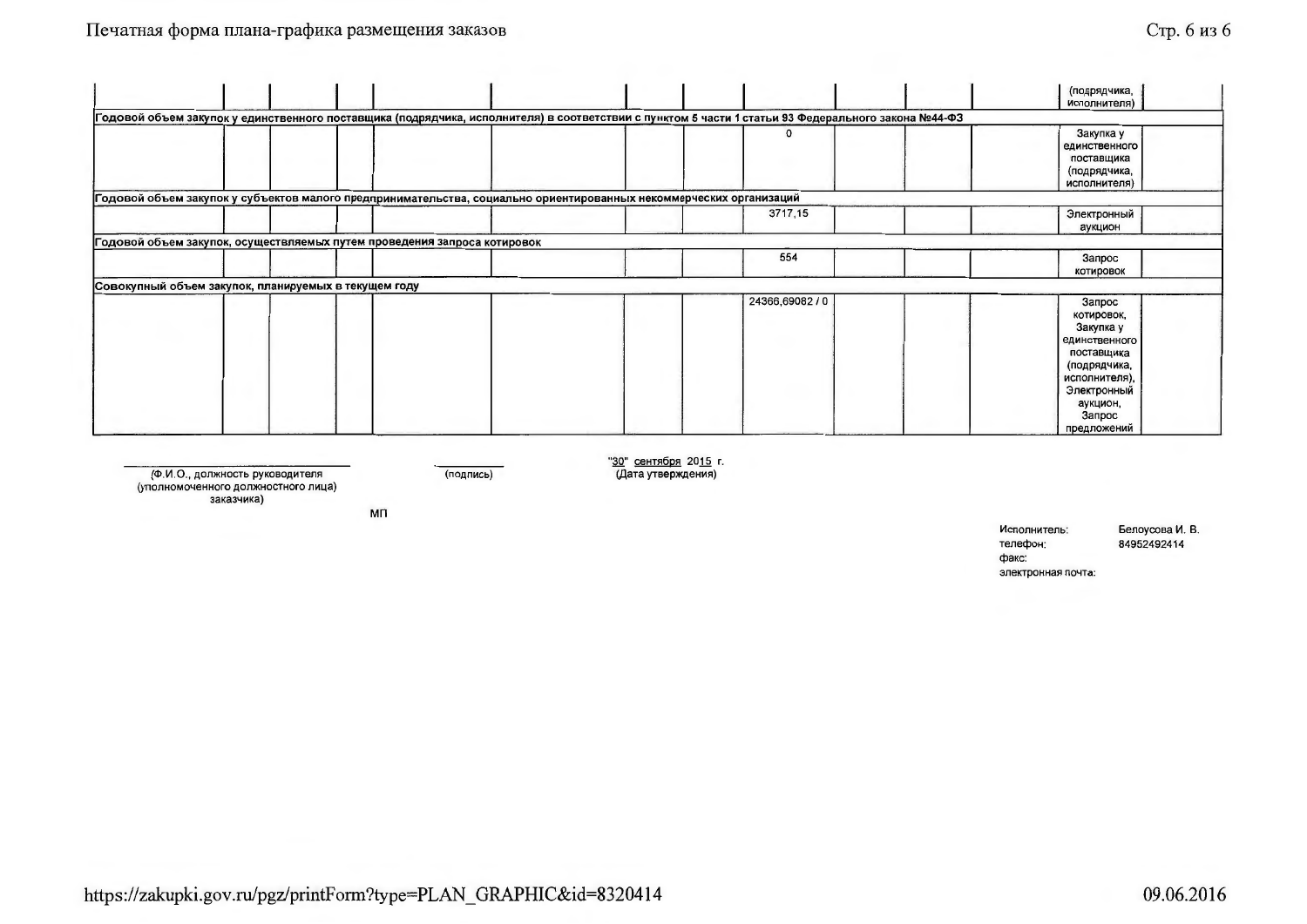| | | | | | | | | | | | | | |
|---|---|---|---|---|---|---|---|---|---|---|---|---|---|
| | | | | | | | | | | | | (подрядчика, исполнителя) | |
| **Годовой объем закупок у единственного поставщика (подрядчика, исполнителя) в соответствии с пунктом 5 части 1 статьи 93 Федерального закона №44-ФЗ** | | | | | | | | | | | | | |
| | | | | | | | | 0 | | | | Закупка у единственного поставщика (подрядчика, исполнителя) | |
| **Годовой объем закупок у субъектов малого предпринимательства, социально ориентированных некоммерческих организаций** | | | | | | | | | | | | | |
| | | | | | | | | 3717,15 | | | | Электронный аукцион | |
| **Годовой объем закупок, осуществляемых путем проведения запроса котировок** | | | | | | | | | | | | | |
| | | | | | | | | 554 | | | | Запрос котировок | |
| **Совокупный объем закупок, планируемых в текущем году** | | | | | | | | | | | | | |
| | | | | | | | | 24366,69082 / 0 | | | | Запрос котировок, Закупка у единственного поставщика (подрядчика, исполнителя), Электронный аукцион, Запрос предложений | |

_______________ (Ф.И.О., должность руководителя (уполномоченного должностного лица) заказчика)

_______________ (подпись)

"30" сентября 2015 г. (Дата утверждения)

МП

Исполнитель: Белоусова И. В.
телефон: 84952492414
факс:
электронная почта: